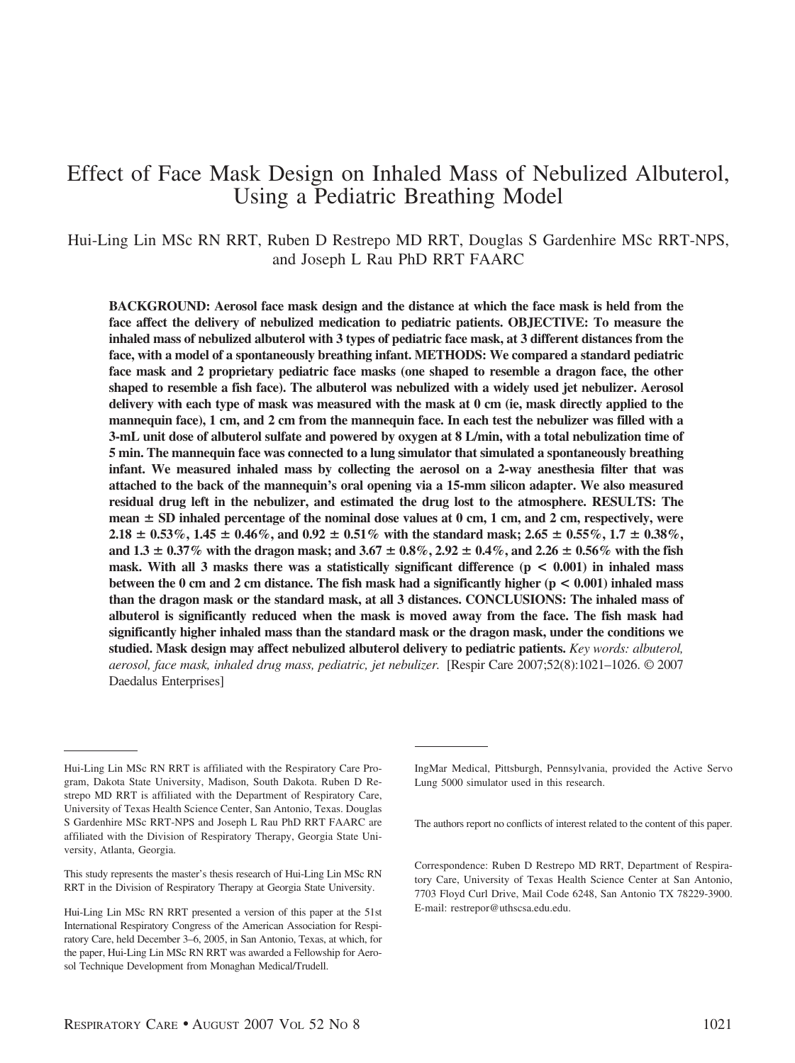# Effect of Face Mask Design on Inhaled Mass of Nebulized Albuterol, Using a Pediatric Breathing Model

Hui-Ling Lin MSc RN RRT, Ruben D Restrepo MD RRT, Douglas S Gardenhire MSc RRT-NPS, and Joseph L Rau PhD RRT FAARC

**BACKGROUND: Aerosol face mask design and the distance at which the face mask is held from the face affect the delivery of nebulized medication to pediatric patients. OBJECTIVE: To measure the inhaled mass of nebulized albuterol with 3 types of pediatric face mask, at 3 different distances from the face, with a model of a spontaneously breathing infant. METHODS: We compared a standard pediatric face mask and 2 proprietary pediatric face masks (one shaped to resemble a dragon face, the other shaped to resemble a fish face). The albuterol was nebulized with a widely used jet nebulizer. Aerosol delivery with each type of mask was measured with the mask at 0 cm (ie, mask directly applied to the mannequin face), 1 cm, and 2 cm from the mannequin face. In each test the nebulizer was filled with a 3-mL unit dose of albuterol sulfate and powered by oxygen at 8 L/min, with a total nebulization time of 5 min. The mannequin face was connected to a lung simulator that simulated a spontaneously breathing infant. We measured inhaled mass by collecting the aerosol on a 2-way anesthesia filter that was attached to the back of the mannequin's oral opening via a 15-mm silicon adapter. We also measured residual drug left in the nebulizer, and estimated the drug lost to the atmosphere. RESULTS: The mean ± SD inhaled percentage of the nominal dose values at 0 cm, 1 cm, and 2 cm, respectively, were 2.18 ± 0.53%, 1.45 ± 0.46%, and 0.92 ± 0.51% with the standard mask; 2.65 ± 0.55%, 1.7 ± 0.38%, and 1.3 ± 0.37% with the dragon mask; and 3.67 ± 0.8%, 2.92 ± 0.4%, and 2.26 ± 0.56% with the fish mask. With all 3 masks there was a statistically significant difference ($p < 0.001$) in inhaled mass between the 0 cm and 2 cm distance. The fish mask had a significantly higher ($p < 0.001$) inhaled mass than the dragon mask or the standard mask, at all 3 distances. CONCLUSIONS: The inhaled mass of albuterol is significantly reduced when the mask is moved away from the face. The fish mask had significantly higher inhaled mass than the standard mask or the dragon mask, under the conditions we studied. Mask design may affect nebulized albuterol delivery to pediatric patients.** *Key words: albuterol, aerosol, face mask, inhaled drug mass, pediatric, jet nebulizer.* [Respir Care 2007;52(8):1021–1026. © 2007 Daedalus Enterprises]

---

Hui-Ling Lin MSc RN RRT is affiliated with the Respiratory Care Program, Dakota State University, Madison, South Dakota. Ruben D Restrepo MD RRT is affiliated with the Department of Respiratory Care, University of Texas Health Science Center, San Antonio, Texas. Douglas S Gardenhire MSc RRT-NPS and Joseph L Rau PhD RRT FAARC are affiliated with the Division of Respiratory Therapy, Georgia State University, Atlanta, Georgia.

This study represents the master's thesis research of Hui-Ling Lin MSc RN RRT in the Division of Respiratory Therapy at Georgia State University.

Hui-Ling Lin MSc RN RRT presented a version of this paper at the 51st International Respiratory Congress of the American Association for Respiratory Care, held December 3–6, 2005, in San Antonio, Texas, at which, for the paper, Hui-Ling Lin MSc RN RRT was awarded a Fellowship for Aerosol Technique Development from Monaghan Medical/Trudell.

IngMar Medical, Pittsburgh, Pennsylvania, provided the Active Servo Lung 5000 simulator used in this research.

The authors report no conflicts of interest related to the content of this paper.

Correspondence: Ruben D Restrepo MD RRT, Department of Respiratory Care, University of Texas Health Science Center at San Antonio, 7703 Floyd Curl Drive, Mail Code 6248, San Antonio TX 78229-3900. E-mail: restrepor@uthscsa.edu.edu.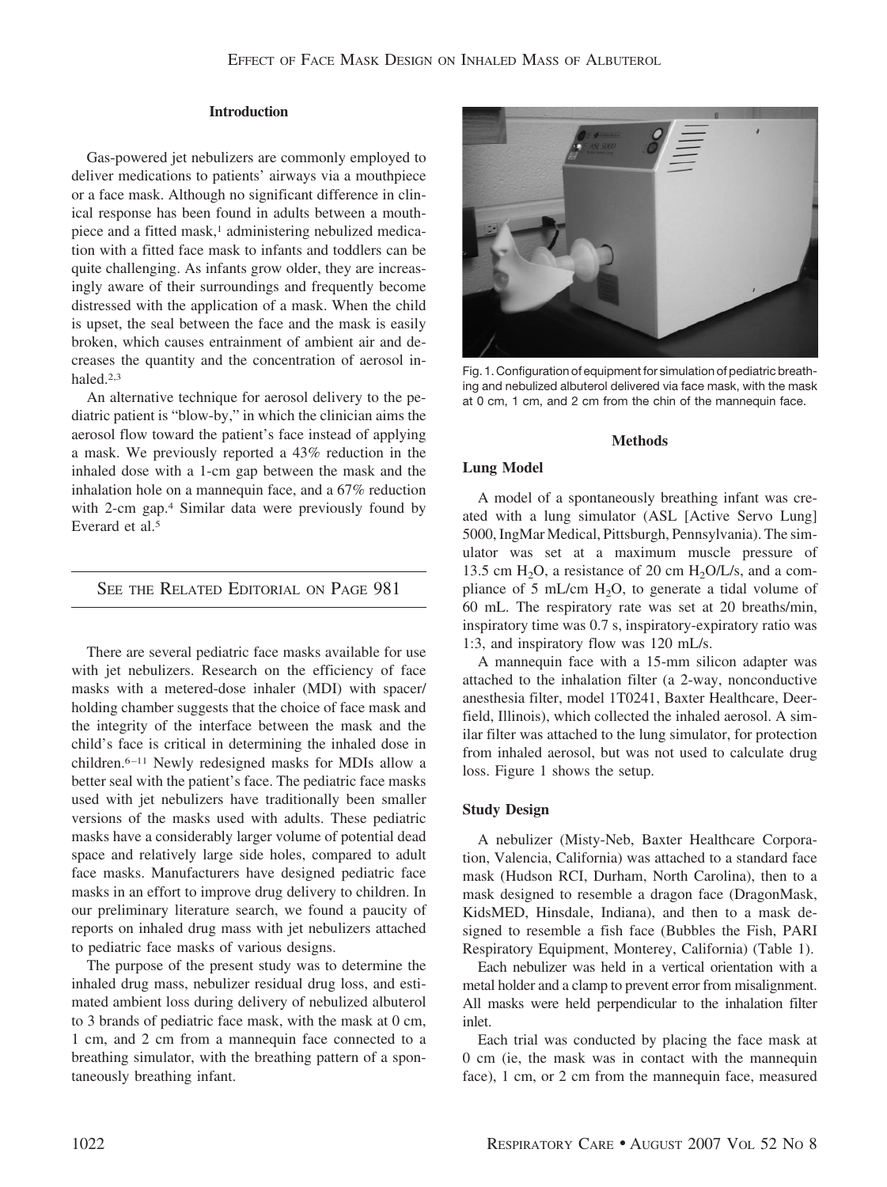## Introduction

Gas-powered jet nebulizers are commonly employed to deliver medications to patients' airways via a mouthpiece or a face mask. Although no significant difference in clinical response has been found in adults between a mouthpiece and a fitted mask,[1] administering nebulized medication with a fitted face mask to infants and toddlers can be quite challenging. As infants grow older, they are increasingly aware of their surroundings and frequently become distressed with the application of a mask. When the child is upset, the seal between the face and the mask is easily broken, which causes entrainment of ambient air and decreases the quantity and the concentration of aerosol inhaled.[2,3]

An alternative technique for aerosol delivery to the pediatric patient is "blow-by," in which the clinician aims the aerosol flow toward the patient's face instead of applying a mask. We previously reported a 43% reduction in the inhaled dose with a 1-cm gap between the mask and the inhalation hole on a mannequin face, and a 67% reduction with 2-cm gap.[4] Similar data were previously found by Everard et al.[5]

SEE THE RELATED EDITORIAL ON PAGE 981

There are several pediatric face masks available for use with jet nebulizers. Research on the efficiency of face masks with a metered-dose inhaler (MDI) with spacer/holding chamber suggests that the choice of face mask and the integrity of the interface between the mask and the child's face is critical in determining the inhaled dose in children.[6–11] Newly redesigned masks for MDIs allow a better seal with the patient's face. The pediatric face masks used with jet nebulizers have traditionally been smaller versions of the masks used with adults. These pediatric masks have a considerably larger volume of potential dead space and relatively large side holes, compared to adult face masks. Manufacturers have designed pediatric face masks in an effort to improve drug delivery to children. In our preliminary literature search, we found a paucity of reports on inhaled drug mass with jet nebulizers attached to pediatric face masks of various designs.

The purpose of the present study was to determine the inhaled drug mass, nebulizer residual drug loss, and estimated ambient loss during delivery of nebulized albuterol to 3 brands of pediatric face mask, with the mask at 0 cm, 1 cm, and 2 cm from a mannequin face connected to a breathing simulator, with the breathing pattern of a spontaneously breathing infant.

Fig. 1. Configuration of equipment for simulation of pediatric breathing and nebulized albuterol delivered via face mask, with the mask at 0 cm, 1 cm, and 2 cm from the chin of the mannequin face.

## Methods

### Lung Model

A model of a spontaneously breathing infant was created with a lung simulator (ASL [Active Servo Lung] 5000, IngMar Medical, Pittsburgh, Pennsylvania). The simulator was set at a maximum muscle pressure of 13.5 cm $H_2O$, a resistance of 20 cm $H_2O$/L/s, and a compliance of 5 mL/cm $H_2O$, to generate a tidal volume of 60 mL. The respiratory rate was set at 20 breaths/min, inspiratory time was 0.7 s, inspiratory-expiratory ratio was 1:3, and inspiratory flow was 120 mL/s.

A mannequin face with a 15-mm silicon adapter was attached to the inhalation filter (a 2-way, nonconductive anesthesia filter, model 1T0241, Baxter Healthcare, Deerfield, Illinois), which collected the inhaled aerosol. A similar filter was attached to the lung simulator, for protection from inhaled aerosol, but was not used to calculate drug loss. Figure 1 shows the setup.

### Study Design

A nebulizer (Misty-Neb, Baxter Healthcare Corporation, Valencia, California) was attached to a standard face mask (Hudson RCI, Durham, North Carolina), then to a mask designed to resemble a dragon face (DragonMask, KidsMED, Hinsdale, Indiana), and then to a mask designed to resemble a fish face (Bubbles the Fish, PARI Respiratory Equipment, Monterey, California) (Table 1).

Each nebulizer was held in a vertical orientation with a metal holder and a clamp to prevent error from misalignment. All masks were held perpendicular to the inhalation filter inlet.

Each trial was conducted by placing the face mask at 0 cm (ie, the mask was in contact with the mannequin face), 1 cm, or 2 cm from the mannequin face, measured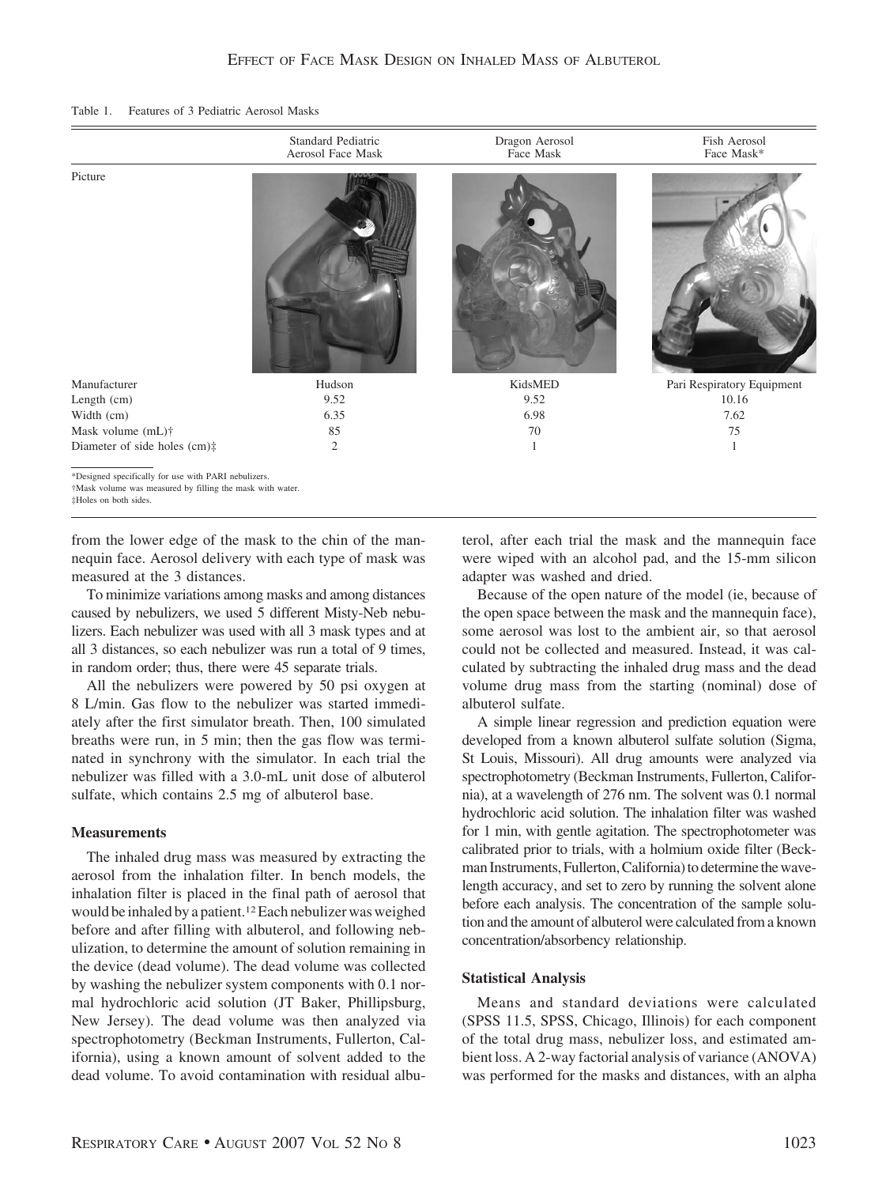Table 1. Features of 3 Pediatric Aerosol Masks

| | Standard Pediatric Aerosol Face Mask | Dragon Aerosol Face Mask | Fish Aerosol Face Mask* |
|---|---|---|---|
| Picture | | | |
| Manufacturer | Hudson | KidsMED | Pari Respiratory Equipment |
| Length (cm) | 9.52 | 9.52 | 10.16 |
| Width (cm) | 6.35 | 6.98 | 7.62 |
| Mask volume (mL)† | 85 | 70 | 75 |
| Diameter of side holes (cm)‡ | 2 | 1 | 1 |

*Designed specifically for use with PARI nebulizers.
†Mask volume was measured by filling the mask with water.
‡Holes on both sides.

from the lower edge of the mask to the chin of the mannequin face. Aerosol delivery with each type of mask was measured at the 3 distances.

To minimize variations among masks and among distances caused by nebulizers, we used 5 different Misty-Neb nebulizers. Each nebulizer was used with all 3 mask types and at all 3 distances, so each nebulizer was run a total of 9 times, in random order; thus, there were 45 separate trials.

All the nebulizers were powered by 50 psi oxygen at 8 L/min. Gas flow to the nebulizer was started immediately after the first simulator breath. Then, 100 simulated breaths were run, in 5 min; then the gas flow was terminated in synchrony with the simulator. In each trial the nebulizer was filled with a 3.0-mL unit dose of albuterol sulfate, which contains 2.5 mg of albuterol base.

### Measurements

The inhaled drug mass was measured by extracting the aerosol from the inhalation filter. In bench models, the inhalation filter is placed in the final path of aerosol that would be inhaled by a patient.[12] Each nebulizer was weighed before and after filling with albuterol, and following nebulization, to determine the amount of solution remaining in the device (dead volume). The dead volume was collected by washing the nebulizer system components with 0.1 normal hydrochloric acid solution (JT Baker, Phillipsburg, New Jersey). The dead volume was then analyzed via spectrophotometry (Beckman Instruments, Fullerton, California), using a known amount of solvent added to the dead volume. To avoid contamination with residual albuterol, after each trial the mask and the mannequin face were wiped with an alcohol pad, and the 15-mm silicon adapter was washed and dried.

Because of the open nature of the model (ie, because of the open space between the mask and the mannequin face), some aerosol was lost to the ambient air, so that aerosol could not be collected and measured. Instead, it was calculated by subtracting the inhaled drug mass and the dead volume drug mass from the starting (nominal) dose of albuterol sulfate.

A simple linear regression and prediction equation were developed from a known albuterol sulfate solution (Sigma, St Louis, Missouri). All drug amounts were analyzed via spectrophotometry (Beckman Instruments, Fullerton, California), at a wavelength of 276 nm. The solvent was 0.1 normal hydrochloric acid solution. The inhalation filter was washed for 1 min, with gentle agitation. The spectrophotometer was calibrated prior to trials, with a holmium oxide filter (Beckman Instruments, Fullerton, California) to determine the wavelength accuracy, and set to zero by running the solvent alone before each analysis. The concentration of the sample solution and the amount of albuterol were calculated from a known concentration/absorbency relationship.

### Statistical Analysis

Means and standard deviations were calculated (SPSS 11.5, SPSS, Chicago, Illinois) for each component of the total drug mass, nebulizer loss, and estimated ambient loss. A 2-way factorial analysis of variance (ANOVA) was performed for the masks and distances, with an alpha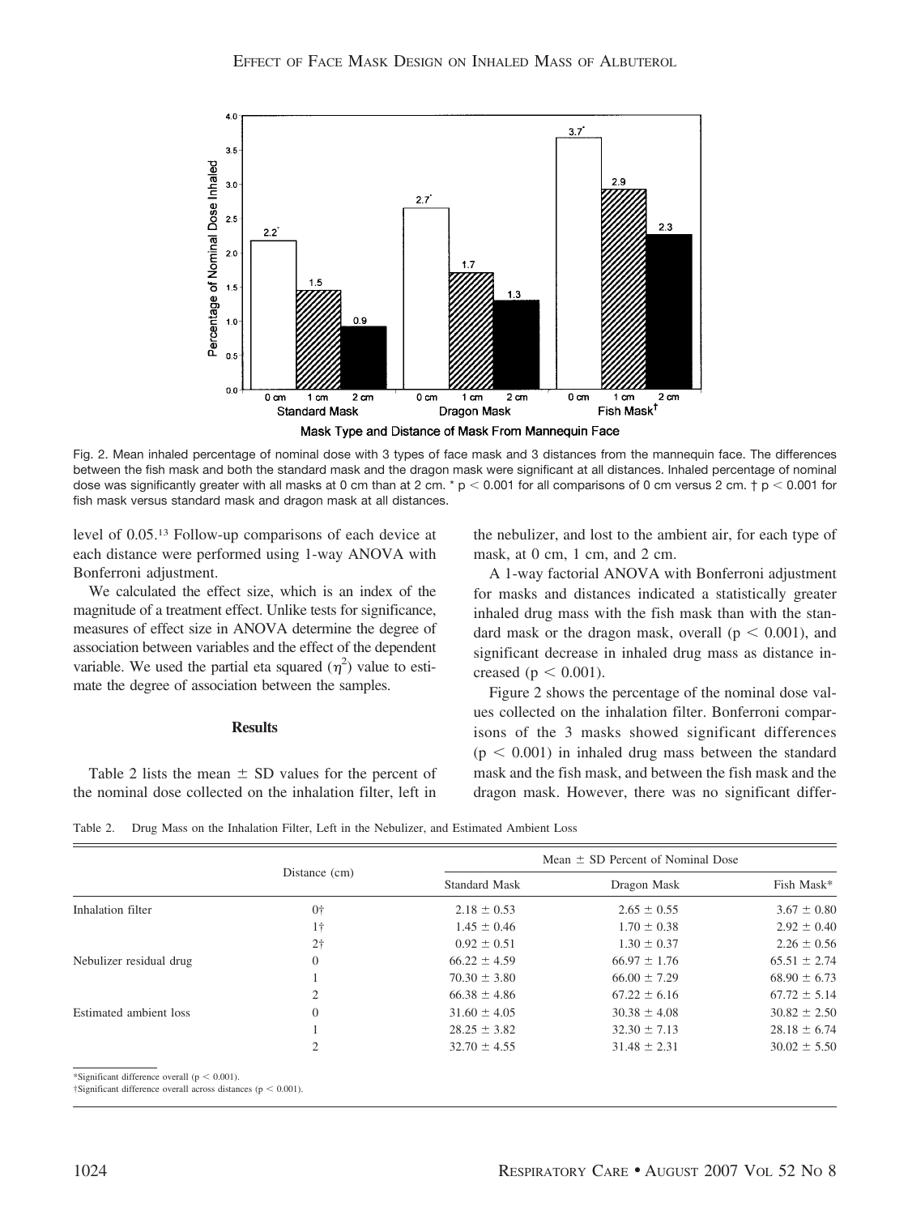Fig. 2. Mean inhaled percentage of nominal dose with 3 types of face mask and 3 distances from the mannequin face. The differences between the fish mask and both the standard mask and the dragon mask were significant at all distances. Inhaled percentage of nominal dose was significantly greater with all masks at 0 cm than at 2 cm. * $p < 0.001$ for all comparisons of 0 cm versus 2 cm. † $p < 0.001$ for fish mask versus standard mask and dragon mask at all distances.

level of 0.05.[13] Follow-up comparisons of each device at each distance were performed using 1-way ANOVA with Bonferroni adjustment.

We calculated the effect size, which is an index of the magnitude of a treatment effect. Unlike tests for significance, measures of effect size in ANOVA determine the degree of association between variables and the effect of the dependent variable. We used the partial eta squared ($\eta^2$) value to estimate the degree of association between the samples.

## Results

Table 2 lists the mean ± SD values for the percent of the nominal dose collected on the inhalation filter, left in the nebulizer, and lost to the ambient air, for each type of mask, at 0 cm, 1 cm, and 2 cm.

A 1-way factorial ANOVA with Bonferroni adjustment for masks and distances indicated a statistically greater inhaled drug mass with the fish mask than with the standard mask or the dragon mask, overall ($p < 0.001$), and significant decrease in inhaled drug mass as distance increased ($p < 0.001$).

Figure 2 shows the percentage of the nominal dose values collected on the inhalation filter. Bonferroni comparisons of the 3 masks showed significant differences ($p < 0.001$) in inhaled drug mass between the standard mask and the fish mask, and between the fish mask and the dragon mask. However, there was no significant differ-

Table 2. Drug Mass on the Inhalation Filter, Left in the Nebulizer, and Estimated Ambient Loss

| | Distance (cm) | Mean ± SD Percent of Nominal Dose | | |
|---|---|---|---|---|
| | | Standard Mask | Dragon Mask | Fish Mask* |
| Inhalation filter | 0† | 2.18 ± 0.53 | 2.65 ± 0.55 | 3.67 ± 0.80 |
| | 1† | 1.45 ± 0.46 | 1.70 ± 0.38 | 2.92 ± 0.40 |
| | 2† | 0.92 ± 0.51 | 1.30 ± 0.37 | 2.26 ± 0.56 |
| Nebulizer residual drug | 0 | 66.22 ± 4.59 | 66.97 ± 1.76 | 65.51 ± 2.74 |
| | 1 | 70.30 ± 3.80 | 66.00 ± 7.29 | 68.90 ± 6.73 |
| | 2 | 66.38 ± 4.86 | 67.22 ± 6.16 | 67.72 ± 5.14 |
| Estimated ambient loss | 0 | 31.60 ± 4.05 | 30.38 ± 4.08 | 30.82 ± 2.50 |
| | 1 | 28.25 ± 3.82 | 32.30 ± 7.13 | 28.18 ± 6.74 |
| | 2 | 32.70 ± 4.55 | 31.48 ± 2.31 | 30.02 ± 5.50 |

*Significant difference overall ($p < 0.001$).
†Significant difference overall across distances ($p < 0.001$).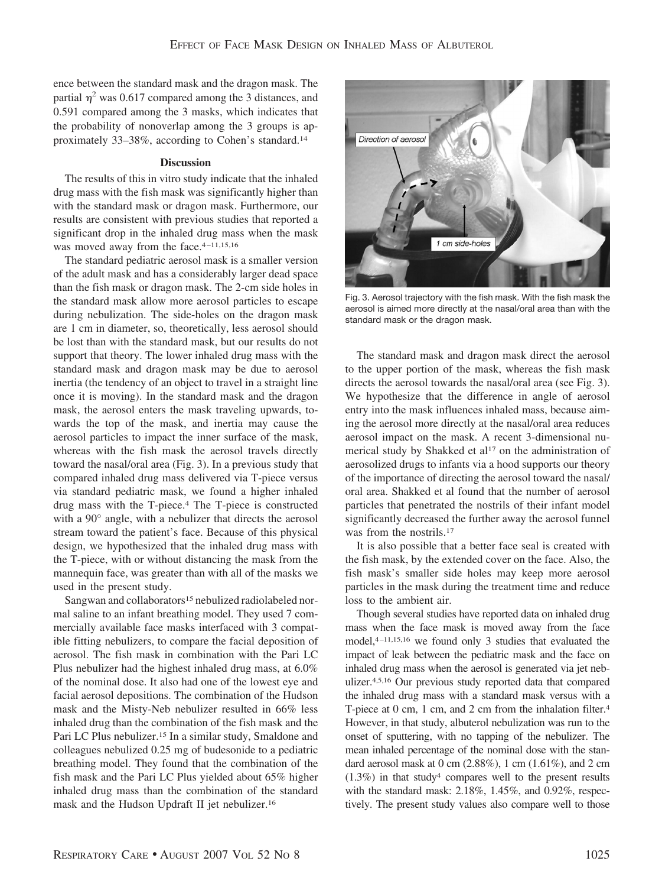ence between the standard mask and the dragon mask. The partial $\eta^2$ was 0.617 compared among the 3 distances, and 0.591 compared among the 3 masks, which indicates that the probability of nonoverlap among the 3 groups is approximately 33–38%, according to Cohen's standard.[14]

## Discussion

The results of this in vitro study indicate that the inhaled drug mass with the fish mask was significantly higher than with the standard mask or dragon mask. Furthermore, our results are consistent with previous studies that reported a significant drop in the inhaled drug mass when the mask was moved away from the face.[4–11,15,16]

The standard pediatric aerosol mask is a smaller version of the adult mask and has a considerably larger dead space than the fish mask or dragon mask. The 2-cm side holes in the standard mask allow more aerosol particles to escape during nebulization. The side-holes on the dragon mask are 1 cm in diameter, so, theoretically, less aerosol should be lost than with the standard mask, but our results do not support that theory. The lower inhaled drug mass with the standard mask and dragon mask may be due to aerosol inertia (the tendency of an object to travel in a straight line once it is moving). In the standard mask and the dragon mask, the aerosol enters the mask traveling upwards, towards the top of the mask, and inertia may cause the aerosol particles to impact the inner surface of the mask, whereas with the fish mask the aerosol travels directly toward the nasal/oral area (Fig. 3). In a previous study that compared inhaled drug mass delivered via T-piece versus via standard pediatric mask, we found a higher inhaled drug mass with the T-piece.[4] The T-piece is constructed with a 90° angle, with a nebulizer that directs the aerosol stream toward the patient's face. Because of this physical design, we hypothesized that the inhaled drug mass with the T-piece, with or without distancing the mask from the mannequin face, was greater than with all of the masks we used in the present study.

Sangwan and collaborators[15] nebulized radiolabeled normal saline to an infant breathing model. They used 7 commercially available face masks interfaced with 3 compatible fitting nebulizers, to compare the facial deposition of aerosol. The fish mask in combination with the Pari LC Plus nebulizer had the highest inhaled drug mass, at 6.0% of the nominal dose. It also had one of the lowest eye and facial aerosol depositions. The combination of the Hudson mask and the Misty-Neb nebulizer resulted in 66% less inhaled drug than the combination of the fish mask and the Pari LC Plus nebulizer.[15] In a similar study, Smaldone and colleagues nebulized 0.25 mg of budesonide to a pediatric breathing model. They found that the combination of the fish mask and the Pari LC Plus yielded about 65% higher inhaled drug mass than the combination of the standard mask and the Hudson Updraft II jet nebulizer.[16]

Fig. 3. Aerosol trajectory with the fish mask. With the fish mask the aerosol is aimed more directly at the nasal/oral area than with the standard mask or the dragon mask.

The standard mask and dragon mask direct the aerosol to the upper portion of the mask, whereas the fish mask directs the aerosol towards the nasal/oral area (see Fig. 3). We hypothesize that the difference in angle of aerosol entry into the mask influences inhaled mass, because aiming the aerosol more directly at the nasal/oral area reduces aerosol impact on the mask. A recent 3-dimensional numerical study by Shakked et al[17] on the administration of aerosolized drugs to infants via a hood supports our theory of the importance of directing the aerosol toward the nasal/oral area. Shakked et al found that the number of aerosol particles that penetrated the nostrils of their infant model significantly decreased the further away the aerosol funnel was from the nostrils.[17]

It is also possible that a better face seal is created with the fish mask, by the extended cover on the face. Also, the fish mask's smaller side holes may keep more aerosol particles in the mask during the treatment time and reduce loss to the ambient air.

Though several studies have reported data on inhaled drug mass when the face mask is moved away from the face model,[4–11,15,16] we found only 3 studies that evaluated the impact of leak between the pediatric mask and the face on inhaled drug mass when the aerosol is generated via jet nebulizer.[4,5,16] Our previous study reported data that compared the inhaled drug mass with a standard mask versus with a T-piece at 0 cm, 1 cm, and 2 cm from the inhalation filter.[4] However, in that study, albuterol nebulization was run to the onset of sputtering, with no tapping of the nebulizer. The mean inhaled percentage of the nominal dose with the standard aerosol mask at 0 cm (2.88%), 1 cm (1.61%), and 2 cm (1.3%) in that study[4] compares well to the present results with the standard mask: 2.18%, 1.45%, and 0.92%, respectively. The present study values also compare well to those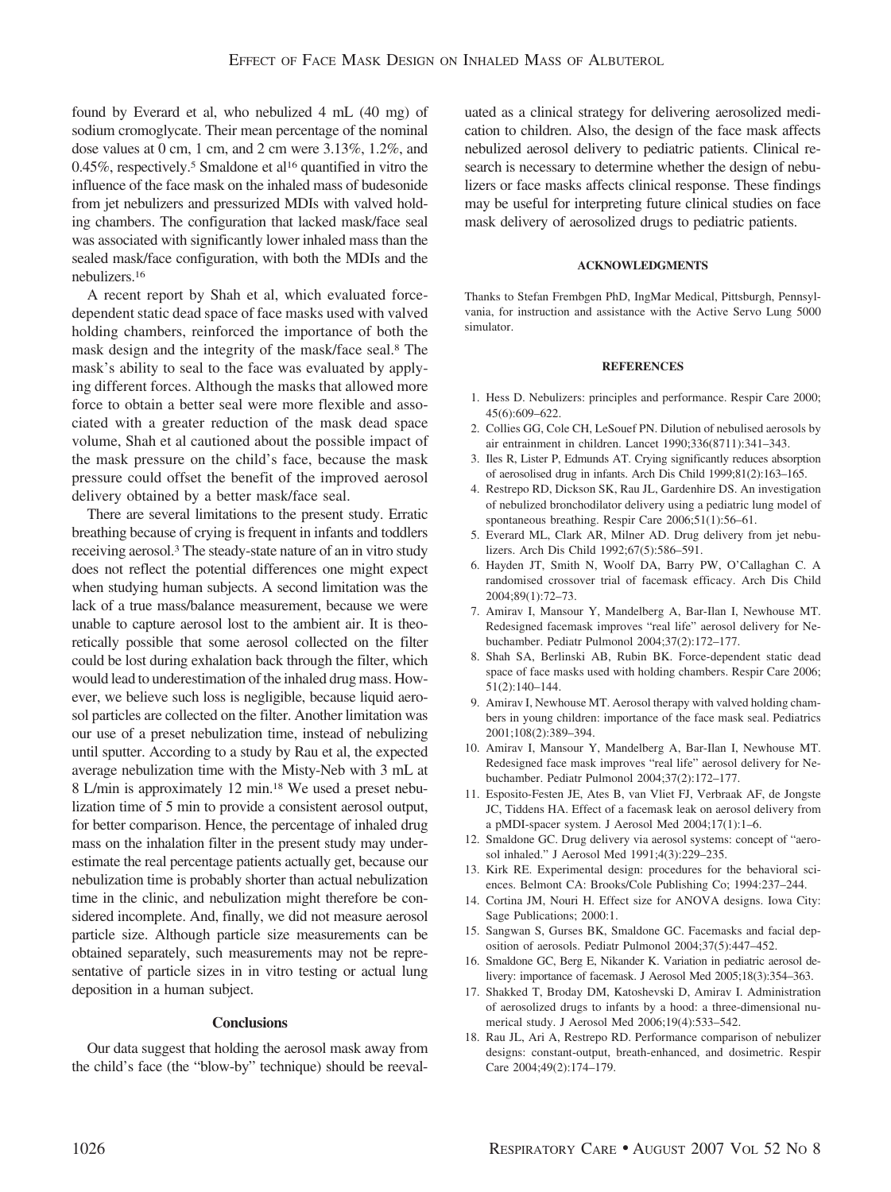found by Everard et al, who nebulized 4 mL (40 mg) of sodium cromoglycate. Their mean percentage of the nominal dose values at 0 cm, 1 cm, and 2 cm were 3.13%, 1.2%, and 0.45%, respectively.[5] Smaldone et al[16] quantified in vitro the influence of the face mask on the inhaled mass of budesonide from jet nebulizers and pressurized MDIs with valved holding chambers. The configuration that lacked mask/face seal was associated with significantly lower inhaled mass than the sealed mask/face configuration, with both the MDIs and the nebulizers.[16]

A recent report by Shah et al, which evaluated force-dependent static dead space of face masks used with valved holding chambers, reinforced the importance of both the mask design and the integrity of the mask/face seal.[8] The mask's ability to seal to the face was evaluated by applying different forces. Although the masks that allowed more force to obtain a better seal were more flexible and associated with a greater reduction of the mask dead space volume, Shah et al cautioned about the possible impact of the mask pressure on the child's face, because the mask pressure could offset the benefit of the improved aerosol delivery obtained by a better mask/face seal.

There are several limitations to the present study. Erratic breathing because of crying is frequent in infants and toddlers receiving aerosol.[3] The steady-state nature of an in vitro study does not reflect the potential differences one might expect when studying human subjects. A second limitation was the lack of a true mass/balance measurement, because we were unable to capture aerosol lost to the ambient air. It is theoretically possible that some aerosol collected on the filter could be lost during exhalation back through the filter, which would lead to underestimation of the inhaled drug mass. However, we believe such loss is negligible, because liquid aerosol particles are collected on the filter. Another limitation was our use of a preset nebulization time, instead of nebulizing until sputter. According to a study by Rau et al, the expected average nebulization time with the Misty-Neb with 3 mL at 8 L/min is approximately 12 min.[18] We used a preset nebulization time of 5 min to provide a consistent aerosol output, for better comparison. Hence, the percentage of inhaled drug mass on the inhalation filter in the present study may underestimate the real percentage patients actually get, because our nebulization time is probably shorter than actual nebulization time in the clinic, and nebulization might therefore be considered incomplete. And, finally, we did not measure aerosol particle size. Although particle size measurements can be obtained separately, such measurements may not be representative of particle sizes in in vitro testing or actual lung deposition in a human subject.

## Conclusions

Our data suggest that holding the aerosol mask away from the child's face (the "blow-by" technique) should be reevaluated as a clinical strategy for delivering aerosolized medication to children. Also, the design of the face mask affects nebulized aerosol delivery to pediatric patients. Clinical research is necessary to determine whether the design of nebulizers or face masks affects clinical response. These findings may be useful for interpreting future clinical studies on face mask delivery of aerosolized drugs to pediatric patients.

## ACKNOWLEDGMENTS

Thanks to Stefan Frembgen PhD, IngMar Medical, Pittsburgh, Pennsylvania, for instruction and assistance with the Active Servo Lung 5000 simulator.

## REFERENCES

1. Hess D. Nebulizers: principles and performance. Respir Care 2000; 45(6):609–622.
2. Collies GG, Cole CH, LeSouef PN. Dilution of nebulised aerosols by air entrainment in children. Lancet 1990;336(8711):341–343.
3. Iles R, Lister P, Edmunds AT. Crying significantly reduces absorption of aerosolised drug in infants. Arch Dis Child 1999;81(2):163–165.
4. Restrepo RD, Dickson SK, Rau JL, Gardenhire DS. An investigation of nebulized bronchodilator delivery using a pediatric lung model of spontaneous breathing. Respir Care 2006;51(1):56–61.
5. Everard ML, Clark AR, Milner AD. Drug delivery from jet nebulizers. Arch Dis Child 1992;67(5):586–591.
6. Hayden JT, Smith N, Woolf DA, Barry PW, O'Callaghan C. A randomised crossover trial of facemask efficacy. Arch Dis Child 2004;89(1):72–73.
7. Amirav I, Mansour Y, Mandelberg A, Bar-Ilan I, Newhouse MT. Redesigned facemask improves "real life" aerosol delivery for Nebuchamber. Pediatr Pulmonol 2004;37(2):172–177.
8. Shah SA, Berlinski AB, Rubin BK. Force-dependent static dead space of face masks used with holding chambers. Respir Care 2006; 51(2):140–144.
9. Amirav I, Newhouse MT. Aerosol therapy with valved holding chambers in young children: importance of the face mask seal. Pediatrics 2001;108(2):389–394.
10. Amirav I, Mansour Y, Mandelberg A, Bar-Ilan I, Newhouse MT. Redesigned face mask improves "real life" aerosol delivery for Nebuchamber. Pediatr Pulmonol 2004;37(2):172–177.
11. Esposito-Festen JE, Ates B, van Vliet FJ, Verbraak AF, de Jongste JC, Tiddens HA. Effect of a facemask leak on aerosol delivery from a pMDI-spacer system. J Aerosol Med 2004;17(1):1–6.
12. Smaldone GC. Drug delivery via aerosol systems: concept of "aerosol inhaled." J Aerosol Med 1991;4(3):229–235.
13. Kirk RE. Experimental design: procedures for the behavioral sciences. Belmont CA: Brooks/Cole Publishing Co; 1994:237–244.
14. Cortina JM, Nouri H. Effect size for ANOVA designs. Iowa City: Sage Publications; 2000:1.
15. Sangwan S, Gurses BK, Smaldone GC. Facemasks and facial deposition of aerosols. Pediatr Pulmonol 2004;37(5):447–452.
16. Smaldone GC, Berg E, Nikander K. Variation in pediatric aerosol delivery: importance of facemask. J Aerosol Med 2005;18(3):354–363.
17. Shakked T, Broday DM, Katoshevski D, Amirav I. Administration of aerosolized drugs to infants by a hood: a three-dimensional numerical study. J Aerosol Med 2006;19(4):533–542.
18. Rau JL, Ari A, Restrepo RD. Performance comparison of nebulizer designs: constant-output, breath-enhanced, and dosimetric. Respir Care 2004;49(2):174–179.